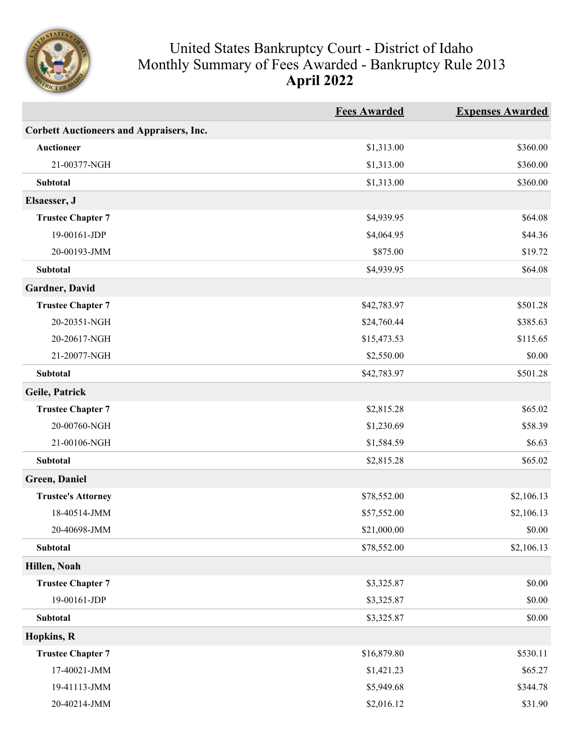# United States Bankruptcy Court - District of Idaho
## Monthly Summary of Fees Awarded - Bankruptcy Rule 2013
## April 2022

| | Fees Awarded | Expenses Awarded |
|---|---|---|
| **Corbett Auctioneers and Appraisers, Inc.** | | |
| **Auctioneer** | $1,313.00 | $360.00 |
| 21-00377-NGH | $1,313.00 | $360.00 |
| **Subtotal** | $1,313.00 | $360.00 |
| **Elsaesser, J** | | |
| **Trustee Chapter 7** | $4,939.95 | $64.08 |
| 19-00161-JDP | $4,064.95 | $44.36 |
| 20-00193-JMM | $875.00 | $19.72 |
| **Subtotal** | $4,939.95 | $64.08 |
| **Gardner, David** | | |
| **Trustee Chapter 7** | $42,783.97 | $501.28 |
| 20-20351-NGH | $24,760.44 | $385.63 |
| 20-20617-NGH | $15,473.53 | $115.65 |
| 21-20077-NGH | $2,550.00 | $0.00 |
| **Subtotal** | $42,783.97 | $501.28 |
| **Geile, Patrick** | | |
| **Trustee Chapter 7** | $2,815.28 | $65.02 |
| 20-00760-NGH | $1,230.69 | $58.39 |
| 21-00106-NGH | $1,584.59 | $6.63 |
| **Subtotal** | $2,815.28 | $65.02 |
| **Green, Daniel** | | |
| **Trustee's Attorney** | $78,552.00 | $2,106.13 |
| 18-40514-JMM | $57,552.00 | $2,106.13 |
| 20-40698-JMM | $21,000.00 | $0.00 |
| **Subtotal** | $78,552.00 | $2,106.13 |
| **Hillen, Noah** | | |
| **Trustee Chapter 7** | $3,325.87 | $0.00 |
| 19-00161-JDP | $3,325.87 | $0.00 |
| **Subtotal** | $3,325.87 | $0.00 |
| **Hopkins, R** | | |
| **Trustee Chapter 7** | $16,879.80 | $530.11 |
| 17-40021-JMM | $1,421.23 | $65.27 |
| 19-41113-JMM | $5,949.68 | $344.78 |
| 20-40214-JMM | $2,016.12 | $31.90 |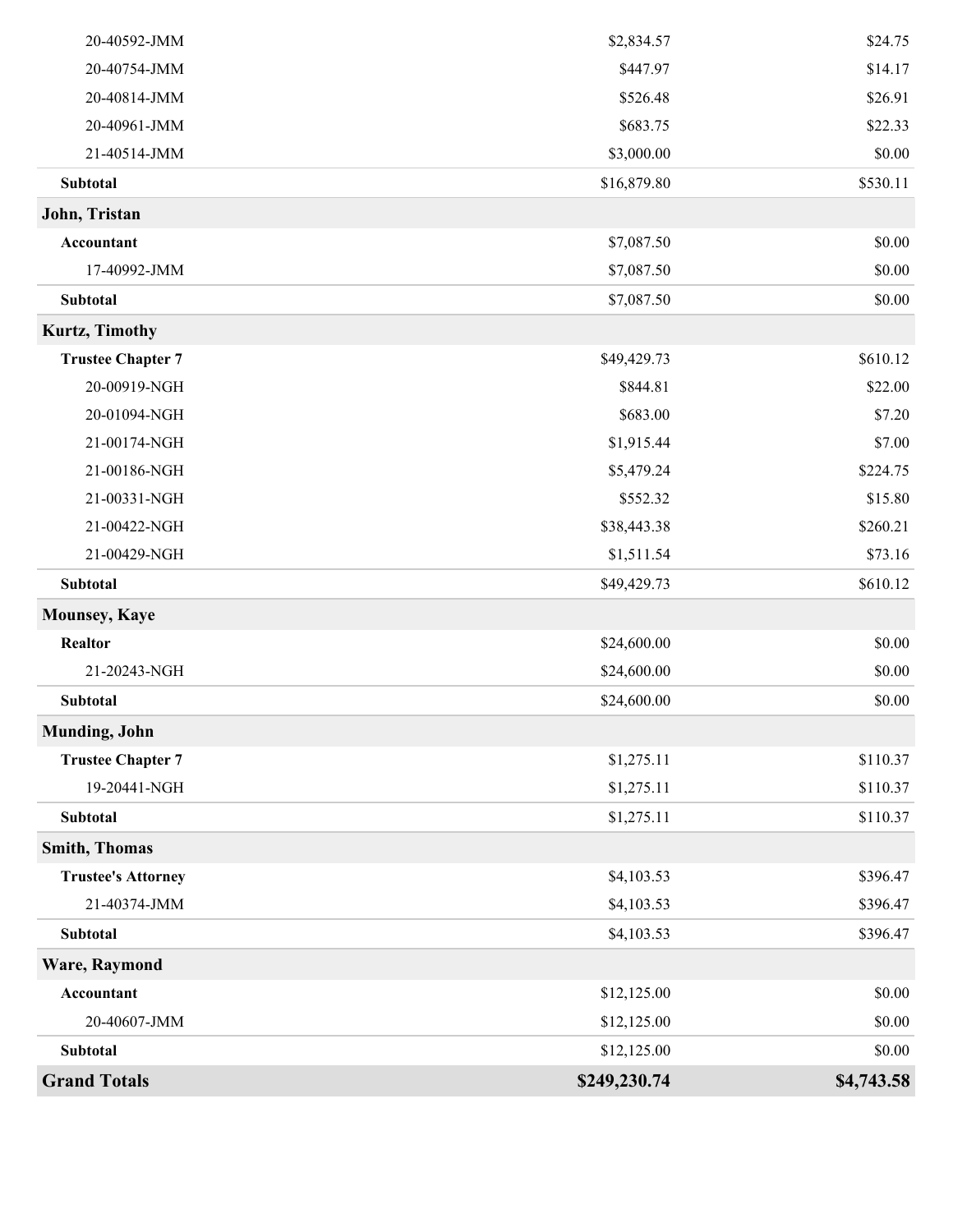| | | |
|---|---|---|
| 20-40592-JMM | $2,834.57 | $24.75 |
| 20-40754-JMM | $447.97 | $14.17 |
| 20-40814-JMM | $526.48 | $26.91 |
| 20-40961-JMM | $683.75 | $22.33 |
| 21-40514-JMM | $3,000.00 | $0.00 |
| **Subtotal** | $16,879.80 | $530.11 |
| **John, Tristan** | | |
| **Accountant** | $7,087.50 | $0.00 |
| 17-40992-JMM | $7,087.50 | $0.00 |
| **Subtotal** | $7,087.50 | $0.00 |
| **Kurtz, Timothy** | | |
| **Trustee Chapter 7** | $49,429.73 | $610.12 |
| 20-00919-NGH | $844.81 | $22.00 |
| 20-01094-NGH | $683.00 | $7.20 |
| 21-00174-NGH | $1,915.44 | $7.00 |
| 21-00186-NGH | $5,479.24 | $224.75 |
| 21-00331-NGH | $552.32 | $15.80 |
| 21-00422-NGH | $38,443.38 | $260.21 |
| 21-00429-NGH | $1,511.54 | $73.16 |
| **Subtotal** | $49,429.73 | $610.12 |
| **Mounsey, Kaye** | | |
| **Realtor** | $24,600.00 | $0.00 |
| 21-20243-NGH | $24,600.00 | $0.00 |
| **Subtotal** | $24,600.00 | $0.00 |
| **Munding, John** | | |
| **Trustee Chapter 7** | $1,275.11 | $110.37 |
| 19-20441-NGH | $1,275.11 | $110.37 |
| **Subtotal** | $1,275.11 | $110.37 |
| **Smith, Thomas** | | |
| **Trustee's Attorney** | $4,103.53 | $396.47 |
| 21-40374-JMM | $4,103.53 | $396.47 |
| **Subtotal** | $4,103.53 | $396.47 |
| **Ware, Raymond** | | |
| **Accountant** | $12,125.00 | $0.00 |
| 20-40607-JMM | $12,125.00 | $0.00 |
| **Subtotal** | $12,125.00 | $0.00 |
| **Grand Totals** | **$249,230.74** | **$4,743.58** |